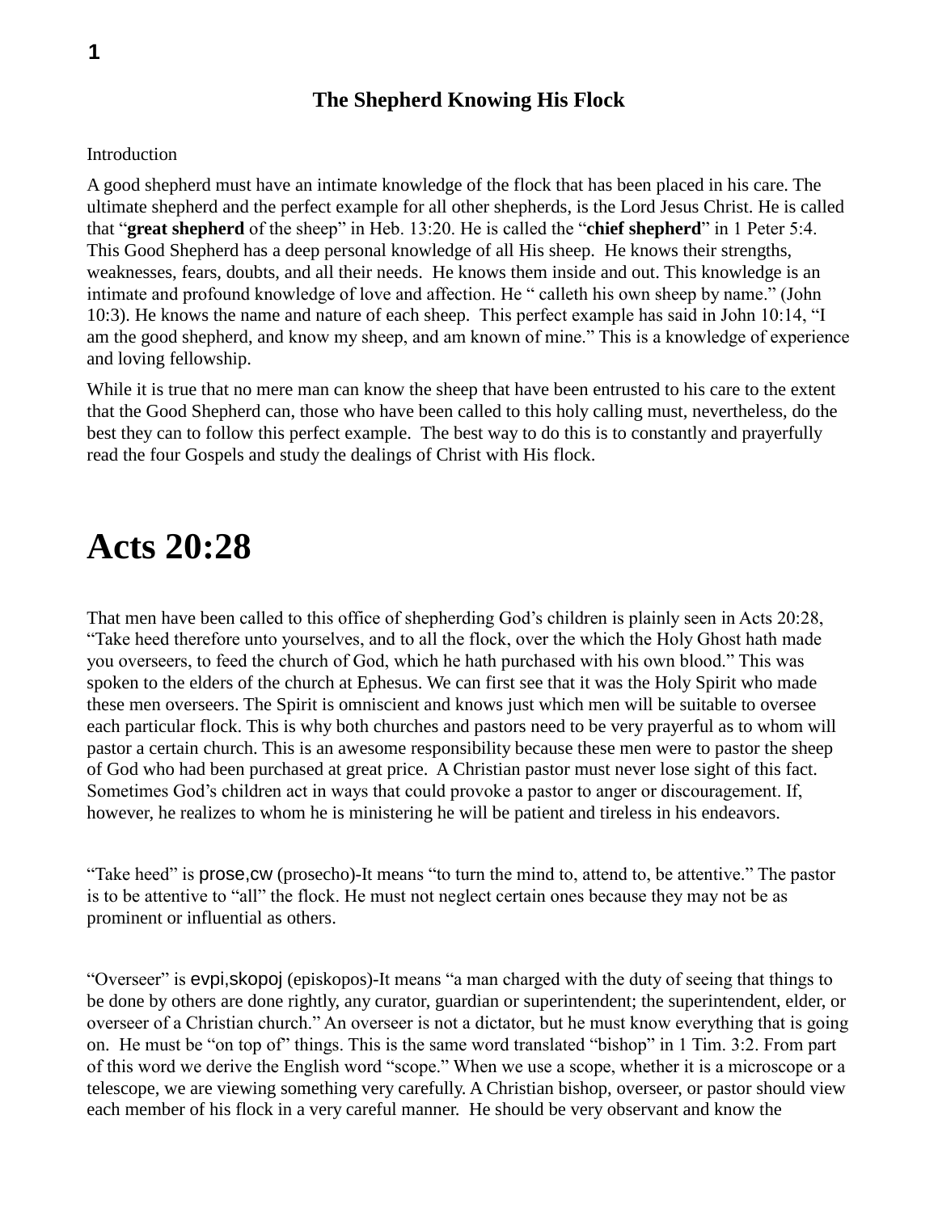## The Shepherd Knowing His Flock

Introduction

A good shepherd must have an intimate knowledge of the flock that has been placed in his care. The ultimate shepherd and the perfect example for all other shepherds, is the Lord Jesus Christ. He is called that "**great shepherd** of the sheep" in Heb. 13:20. He is called the "**chief shepherd**" in 1 Peter 5:4. This Good Shepherd has a deep personal knowledge of all His sheep. He knows their strengths, weaknesses, fears, doubts, and all their needs. He knows them inside and out. This knowledge is an intimate and profound knowledge of love and affection. He " calleth his own sheep by name." (John 10:3). He knows the name and nature of each sheep. This perfect example has said in John 10:14, "I am the good shepherd, and know my sheep, and am known of mine." This is a knowledge of experience and loving fellowship.

While it is true that no mere man can know the sheep that have been entrusted to his care to the extent that the Good Shepherd can, those who have been called to this holy calling must, nevertheless, do the best they can to follow this perfect example. The best way to do this is to constantly and prayerfully read the four Gospels and study the dealings of Christ with His flock.

# Acts 20:28

That men have been called to this office of shepherding God's children is plainly seen in Acts 20:28, "Take heed therefore unto yourselves, and to all the flock, over the which the Holy Ghost hath made you overseers, to feed the church of God, which he hath purchased with his own blood." This was spoken to the elders of the church at Ephesus. We can first see that it was the Holy Spirit who made these men overseers. The Spirit is omniscient and knows just which men will be suitable to oversee each particular flock. This is why both churches and pastors need to be very prayerful as to whom will pastor a certain church. This is an awesome responsibility because these men were to pastor the sheep of God who had been purchased at great price. A Christian pastor must never lose sight of this fact. Sometimes God's children act in ways that could provoke a pastor to anger or discouragement. If, however, he realizes to whom he is ministering he will be patient and tireless in his endeavors.

"Take heed" is prose,cw (prosecho)-It means "to turn the mind to, attend to, be attentive." The pastor is to be attentive to "all" the flock. He must not neglect certain ones because they may not be as prominent or influential as others.

"Overseer" is evpi,skopoj (episkopos)-It means "a man charged with the duty of seeing that things to be done by others are done rightly, any curator, guardian or superintendent; the superintendent, elder, or overseer of a Christian church." An overseer is not a dictator, but he must know everything that is going on. He must be "on top of" things. This is the same word translated "bishop" in 1 Tim. 3:2. From part of this word we derive the English word "scope." When we use a scope, whether it is a microscope or a telescope, we are viewing something very carefully. A Christian bishop, overseer, or pastor should view each member of his flock in a very careful manner. He should be very observant and know the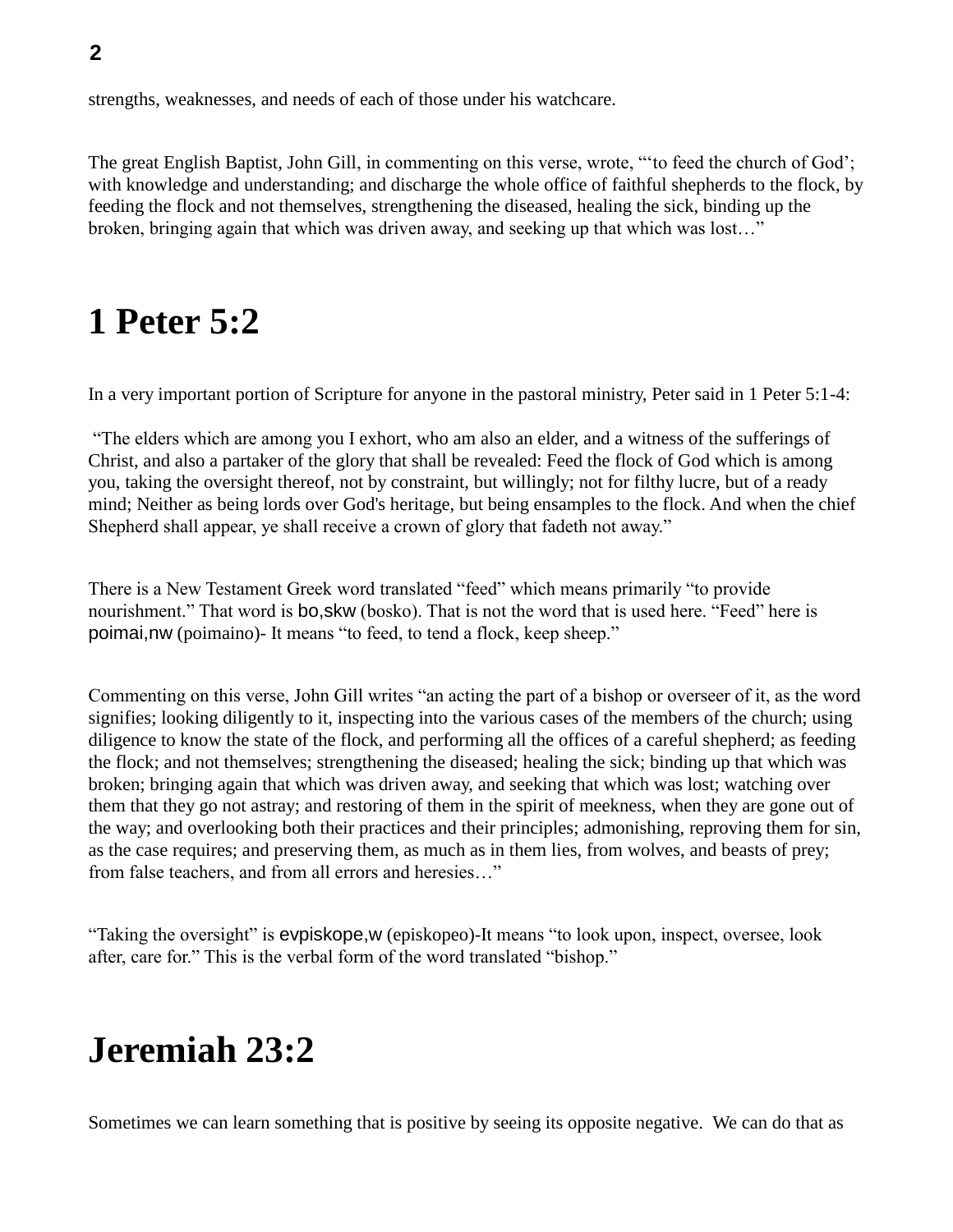strengths, weaknesses, and needs of each of those under his watchcare.

The great English Baptist, John Gill, in commenting on this verse, wrote, "'to feed the church of God'; with knowledge and understanding; and discharge the whole office of faithful shepherds to the flock, by feeding the flock and not themselves, strengthening the diseased, healing the sick, binding up the broken, bringing again that which was driven away, and seeking up that which was lost…"

# 1 Peter 5:2

In a very important portion of Scripture for anyone in the pastoral ministry, Peter said in 1 Peter 5:1-4:

"The elders which are among you I exhort, who am also an elder, and a witness of the sufferings of Christ, and also a partaker of the glory that shall be revealed: Feed the flock of God which is among you, taking the oversight thereof, not by constraint, but willingly; not for filthy lucre, but of a ready mind; Neither as being lords over God's heritage, but being ensamples to the flock. And when the chief Shepherd shall appear, ye shall receive a crown of glory that fadeth not away."

There is a New Testament Greek word translated "feed" which means primarily "to provide nourishment." That word is bo,skw (bosko). That is not the word that is used here. "Feed" here is poimai,nw (poimaino)- It means "to feed, to tend a flock, keep sheep."

Commenting on this verse, John Gill writes "an acting the part of a bishop or overseer of it, as the word signifies; looking diligently to it, inspecting into the various cases of the members of the church; using diligence to know the state of the flock, and performing all the offices of a careful shepherd; as feeding the flock; and not themselves; strengthening the diseased; healing the sick; binding up that which was broken; bringing again that which was driven away, and seeking that which was lost; watching over them that they go not astray; and restoring of them in the spirit of meekness, when they are gone out of the way; and overlooking both their practices and their principles; admonishing, reproving them for sin, as the case requires; and preserving them, as much as in them lies, from wolves, and beasts of prey; from false teachers, and from all errors and heresies…"

"Taking the oversight" is evpiskope,w (episkopeo)-It means "to look upon, inspect, oversee, look after, care for." This is the verbal form of the word translated "bishop."

# Jeremiah 23:2

Sometimes we can learn something that is positive by seeing its opposite negative. We can do that as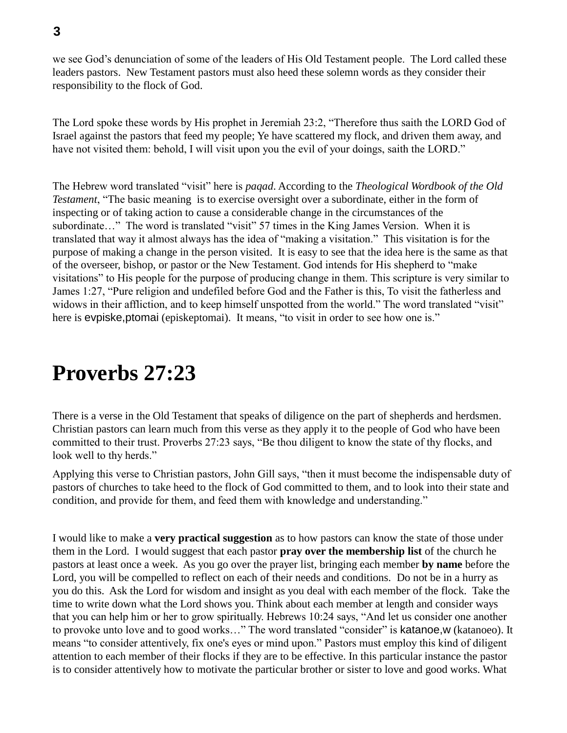we see God's denunciation of some of the leaders of His Old Testament people. The Lord called these leaders pastors. New Testament pastors must also heed these solemn words as they consider their responsibility to the flock of God.

The Lord spoke these words by His prophet in Jeremiah 23:2, "Therefore thus saith the LORD God of Israel against the pastors that feed my people; Ye have scattered my flock, and driven them away, and have not visited them: behold, I will visit upon you the evil of your doings, saith the LORD."

The Hebrew word translated "visit" here is *paqad*. According to the *Theological Wordbook of the Old Testament*, "The basic meaning is to exercise oversight over a subordinate, either in the form of inspecting or of taking action to cause a considerable change in the circumstances of the subordinate…" The word is translated "visit" 57 times in the King James Version. When it is translated that way it almost always has the idea of "making a visitation." This visitation is for the purpose of making a change in the person visited. It is easy to see that the idea here is the same as that of the overseer, bishop, or pastor or the New Testament. God intends for His shepherd to "make visitations" to His people for the purpose of producing change in them. This scripture is very similar to James 1:27, "Pure religion and undefiled before God and the Father is this, To visit the fatherless and widows in their affliction, and to keep himself unspotted from the world." The word translated "visit" here is evpiske,ptomai (episkeptomai). It means, "to visit in order to see how one is."

# Proverbs 27:23

There is a verse in the Old Testament that speaks of diligence on the part of shepherds and herdsmen. Christian pastors can learn much from this verse as they apply it to the people of God who have been committed to their trust. Proverbs 27:23 says, "Be thou diligent to know the state of thy flocks, and look well to thy herds."

Applying this verse to Christian pastors, John Gill says, "then it must become the indispensable duty of pastors of churches to take heed to the flock of God committed to them, and to look into their state and condition, and provide for them, and feed them with knowledge and understanding."

I would like to make a **very practical suggestion** as to how pastors can know the state of those under them in the Lord. I would suggest that each pastor **pray over the membership list** of the church he pastors at least once a week. As you go over the prayer list, bringing each member **by name** before the Lord, you will be compelled to reflect on each of their needs and conditions. Do not be in a hurry as you do this. Ask the Lord for wisdom and insight as you deal with each member of the flock. Take the time to write down what the Lord shows you. Think about each member at length and consider ways that you can help him or her to grow spiritually. Hebrews 10:24 says, "And let us consider one another to provoke unto love and to good works…" The word translated "consider" is katanoe,w (katanoeo). It means "to consider attentively, fix one's eyes or mind upon." Pastors must employ this kind of diligent attention to each member of their flocks if they are to be effective. In this particular instance the pastor is to consider attentively how to motivate the particular brother or sister to love and good works. What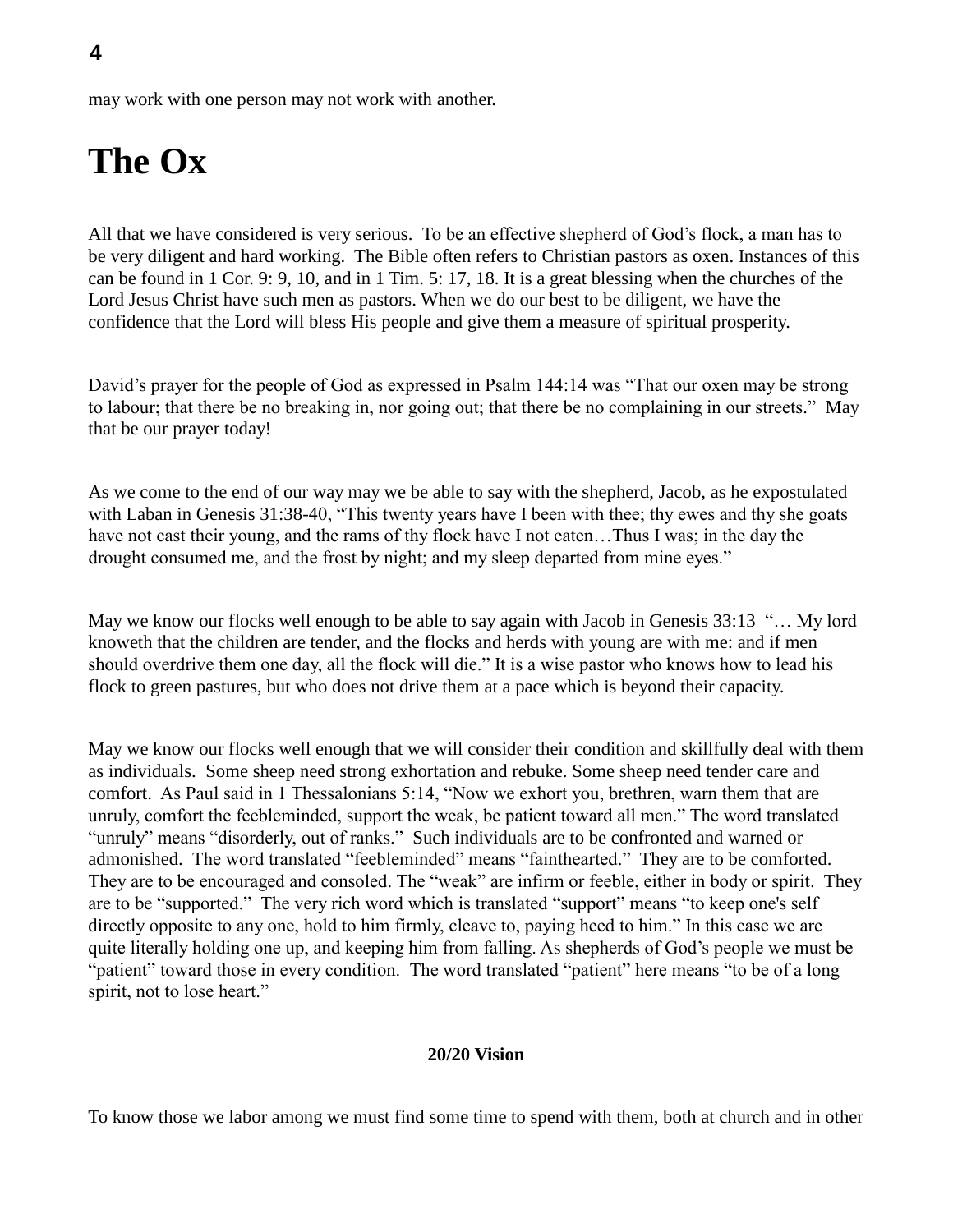may work with one person may not work with another.

# The Ox

All that we have considered is very serious. To be an effective shepherd of God's flock, a man has to be very diligent and hard working. The Bible often refers to Christian pastors as oxen. Instances of this can be found in 1 Cor. 9: 9, 10, and in 1 Tim. 5: 17, 18. It is a great blessing when the churches of the Lord Jesus Christ have such men as pastors. When we do our best to be diligent, we have the confidence that the Lord will bless His people and give them a measure of spiritual prosperity.

David's prayer for the people of God as expressed in Psalm 144:14 was "That our oxen may be strong to labour; that there be no breaking in, nor going out; that there be no complaining in our streets." May that be our prayer today!

As we come to the end of our way may we be able to say with the shepherd, Jacob, as he expostulated with Laban in Genesis 31:38-40, "This twenty years have I been with thee; thy ewes and thy she goats have not cast their young, and the rams of thy flock have I not eaten…Thus I was; in the day the drought consumed me, and the frost by night; and my sleep departed from mine eyes."

May we know our flocks well enough to be able to say again with Jacob in Genesis 33:13 "… My lord knoweth that the children are tender, and the flocks and herds with young are with me: and if men should overdrive them one day, all the flock will die." It is a wise pastor who knows how to lead his flock to green pastures, but who does not drive them at a pace which is beyond their capacity.

May we know our flocks well enough that we will consider their condition and skillfully deal with them as individuals. Some sheep need strong exhortation and rebuke. Some sheep need tender care and comfort. As Paul said in 1 Thessalonians 5:14, "Now we exhort you, brethren, warn them that are unruly, comfort the feebleminded, support the weak, be patient toward all men." The word translated "unruly" means "disorderly, out of ranks." Such individuals are to be confronted and warned or admonished. The word translated "feebleminded" means "fainthearted." They are to be comforted. They are to be encouraged and consoled. The "weak" are infirm or feeble, either in body or spirit. They are to be "supported." The very rich word which is translated "support" means "to keep one's self directly opposite to any one, hold to him firmly, cleave to, paying heed to him." In this case we are quite literally holding one up, and keeping him from falling. As shepherds of God's people we must be "patient" toward those in every condition. The word translated "patient" here means "to be of a long spirit, not to lose heart."

### 20/20 Vision

To know those we labor among we must find some time to spend with them, both at church and in other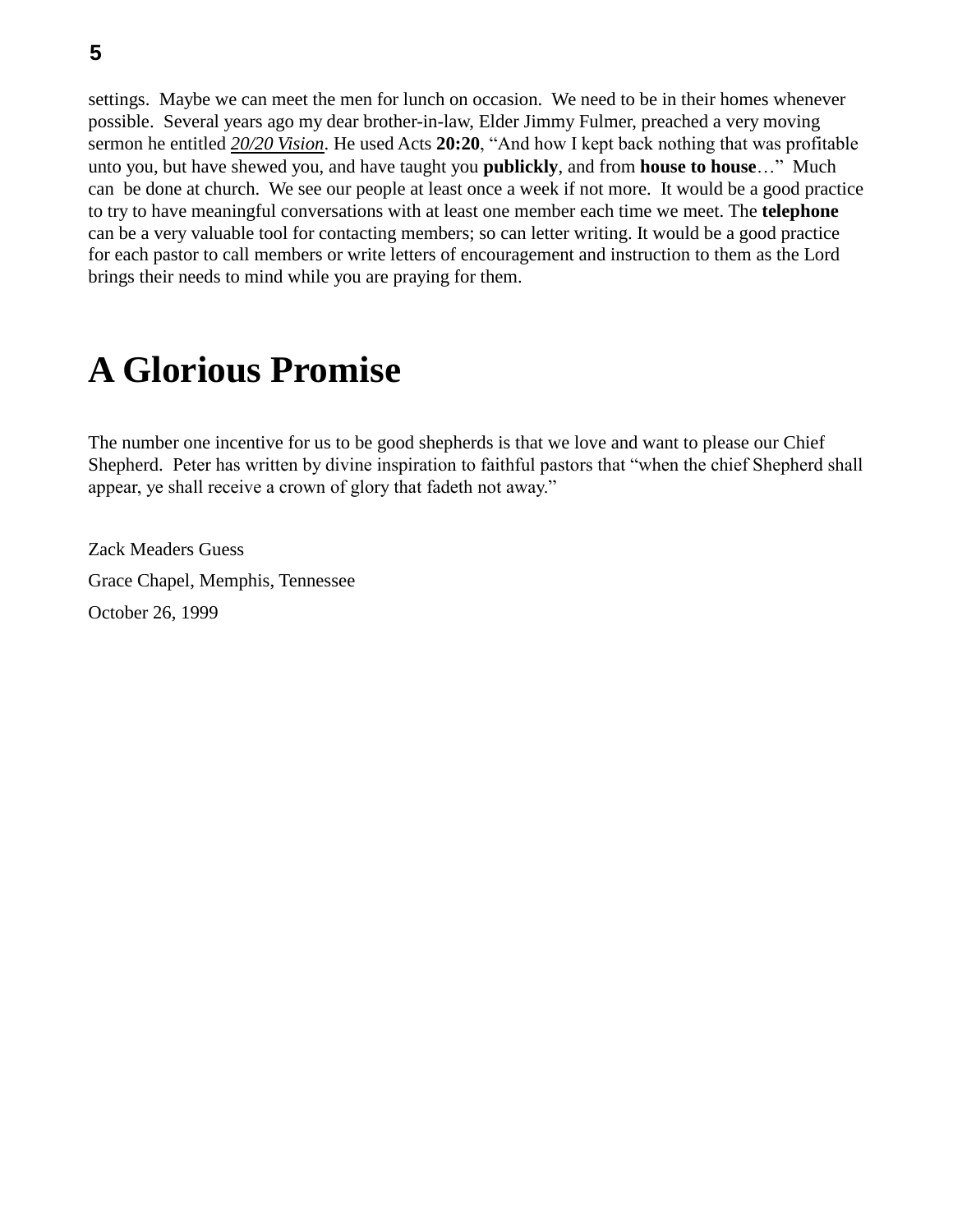settings. Maybe we can meet the men for lunch on occasion. We need to be in their homes whenever possible. Several years ago my dear brother-in-law, Elder Jimmy Fulmer, preached a very moving sermon he entitled ***20/20 Vision***. He used Acts **20:20**, "And how I kept back nothing that was profitable unto you, but have shewed you, and have taught you **publickly**, and from **house to house**…" Much can be done at church. We see our people at least once a week if not more. It would be a good practice to try to have meaningful conversations with at least one member each time we meet. The **telephone** can be a very valuable tool for contacting members; so can letter writing. It would be a good practice for each pastor to call members or write letters of encouragement and instruction to them as the Lord brings their needs to mind while you are praying for them.

# A Glorious Promise

The number one incentive for us to be good shepherds is that we love and want to please our Chief Shepherd. Peter has written by divine inspiration to faithful pastors that "when the chief Shepherd shall appear, ye shall receive a crown of glory that fadeth not away."

Zack Meaders Guess

Grace Chapel, Memphis, Tennessee

October 26, 1999